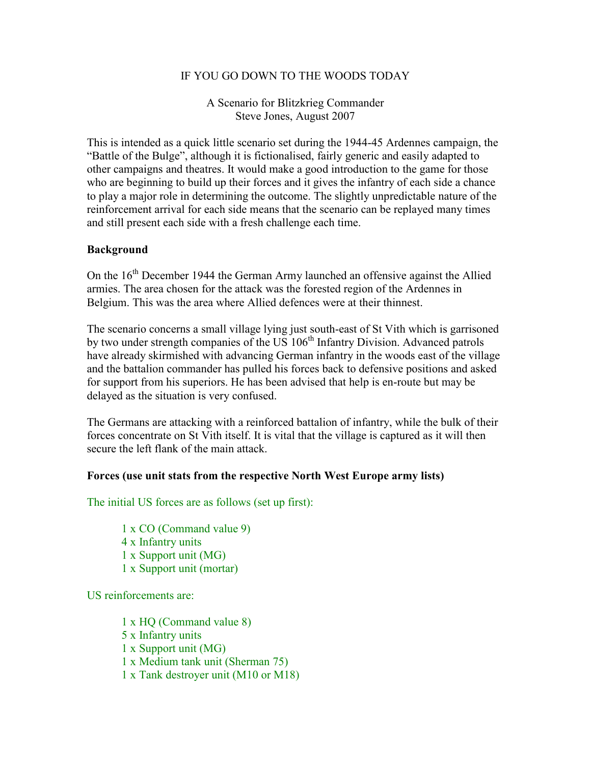# IF YOU GO DOWN TO THE WOODS TODAY

A Scenario for Blitzkrieg Commander
Steve Jones, August 2007

This is intended as a quick little scenario set during the 1944-45 Ardennes campaign, the "Battle of the Bulge", although it is fictionalised, fairly generic and easily adapted to other campaigns and theatres. It would make a good introduction to the game for those who are beginning to build up their forces and it gives the infantry of each side a chance to play a major role in determining the outcome. The slightly unpredictable nature of the reinforcement arrival for each side means that the scenario can be replayed many times and still present each side with a fresh challenge each time.

**Background**

On the 16th December 1944 the German Army launched an offensive against the Allied armies. The area chosen for the attack was the forested region of the Ardennes in Belgium. This was the area where Allied defences were at their thinnest.

The scenario concerns a small village lying just south-east of St Vith which is garrisoned by two under strength companies of the US 106th Infantry Division. Advanced patrols have already skirmished with advancing German infantry in the woods east of the village and the battalion commander has pulled his forces back to defensive positions and asked for support from his superiors. He has been advised that help is en-route but may be delayed as the situation is very confused.

The Germans are attacking with a reinforced battalion of infantry, while the bulk of their forces concentrate on St Vith itself. It is vital that the village is captured as it will then secure the left flank of the main attack.

**Forces (use unit stats from the respective North West Europe army lists)**

The initial US forces are as follows (set up first):

- 1 x CO (Command value 9)
- 4 x Infantry units
- 1 x Support unit (MG)
- 1 x Support unit (mortar)

US reinforcements are:

- 1 x HQ (Command value 8)
- 5 x Infantry units
- 1 x Support unit (MG)
- 1 x Medium tank unit (Sherman 75)
- 1 x Tank destroyer unit (M10 or M18)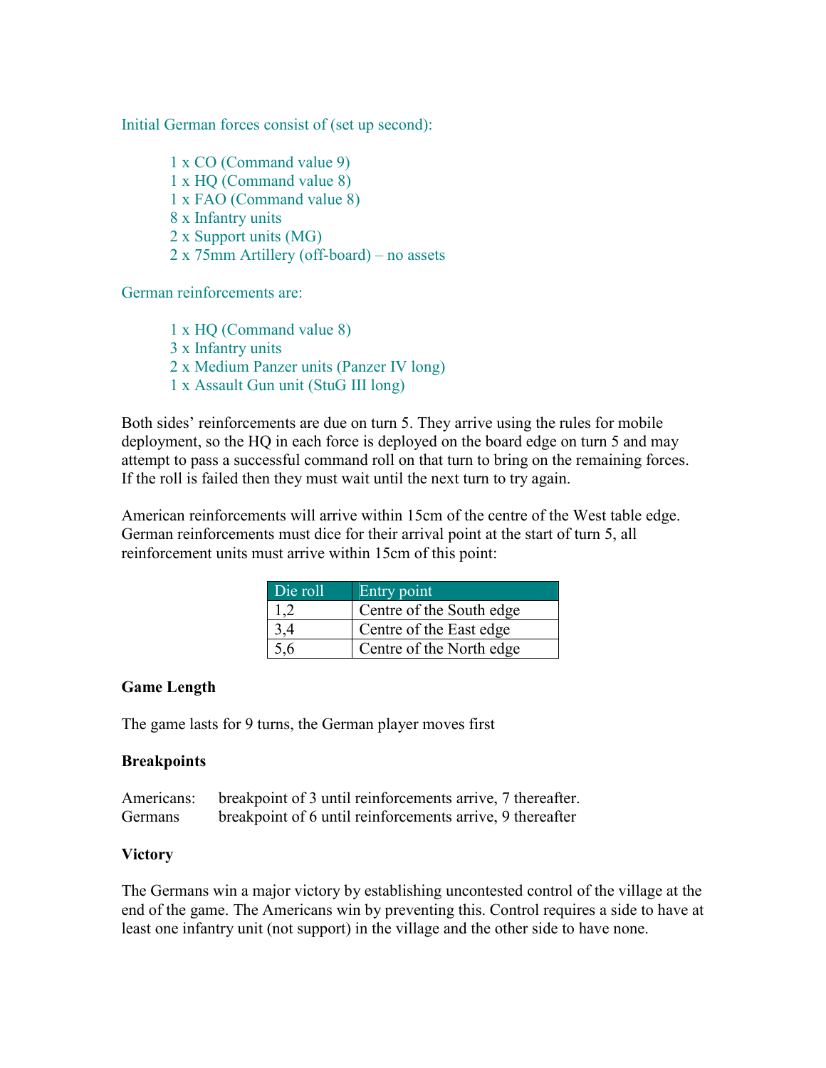Initial German forces consist of (set up second):

- 1 x CO (Command value 9)
- 1 x HQ (Command value 8)
- 1 x FAO (Command value 8)
- 8 x Infantry units
- 2 x Support units (MG)
- 2 x 75mm Artillery (off-board) – no assets

German reinforcements are:

- 1 x HQ (Command value 8)
- 3 x Infantry units
- 2 x Medium Panzer units (Panzer IV long)
- 1 x Assault Gun unit (StuG III long)

Both sides' reinforcements are due on turn 5. They arrive using the rules for mobile deployment, so the HQ in each force is deployed on the board edge on turn 5 and may attempt to pass a successful command roll on that turn to bring on the remaining forces. If the roll is failed then they must wait until the next turn to try again.

American reinforcements will arrive within 15cm of the centre of the West table edge. German reinforcements must dice for their arrival point at the start of turn 5, all reinforcement units must arrive within 15cm of this point:

| Die roll | Entry point |
|---|---|
| 1,2 | Centre of the South edge |
| 3,4 | Centre of the East edge |
| 5,6 | Centre of the North edge |

**Game Length**

The game lasts for 9 turns, the German player moves first

**Breakpoints**

Americans: breakpoint of 3 until reinforcements arrive, 7 thereafter.
Germans breakpoint of 6 until reinforcements arrive, 9 thereafter

**Victory**

The Germans win a major victory by establishing uncontested control of the village at the end of the game. The Americans win by preventing this. Control requires a side to have at least one infantry unit (not support) in the village and the other side to have none.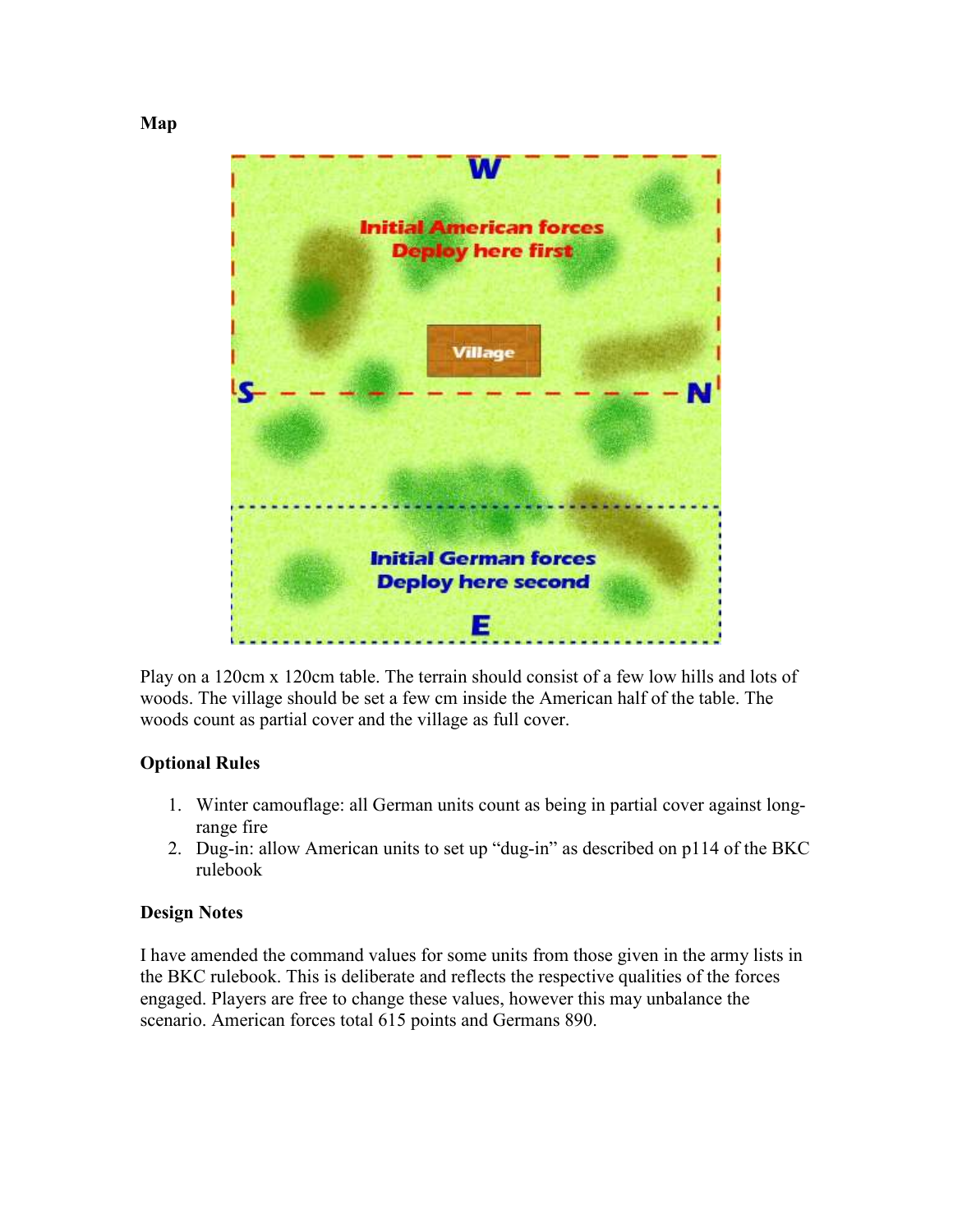**Map**

W

Initial American forces
Deploy here first

Village

S

N

Initial German forces
Deploy here second

E

Play on a 120cm x 120cm table. The terrain should consist of a few low hills and lots of woods. The village should be set a few cm inside the American half of the table. The woods count as partial cover and the village as full cover.

**Optional Rules**

1. Winter camouflage: all German units count as being in partial cover against long-range fire
2. Dug-in: allow American units to set up "dug-in" as described on p114 of the BKC rulebook

**Design Notes**

I have amended the command values for some units from those given in the army lists in the BKC rulebook. This is deliberate and reflects the respective qualities of the forces engaged. Players are free to change these values, however this may unbalance the scenario. American forces total 615 points and Germans 890.